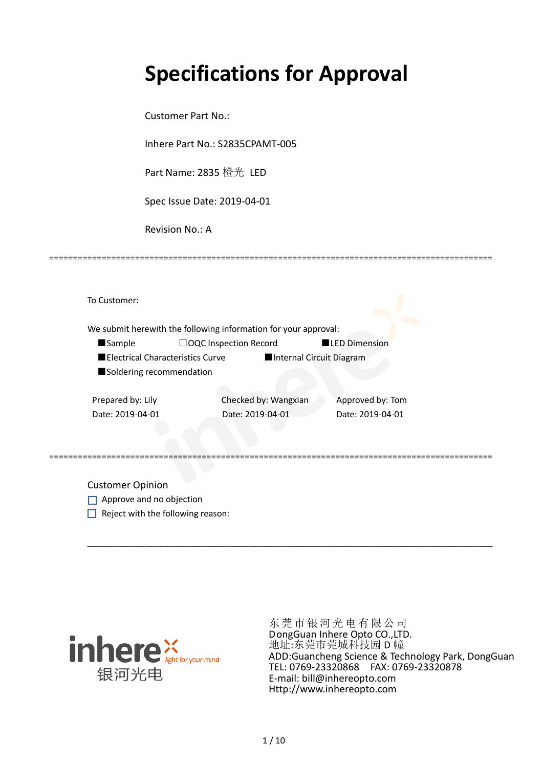# Specifications for Approval

Customer Part No.:

Inhere Part No.: S2835CPAMT-005

Part Name: 2835 橙光 LED

Spec Issue Date: 2019-04-01

Revision No.: A

---

To Customer:

We submit herewith the following information for your approval:

■Sample　　☐OQC Inspection Record　　■LED Dimension

■Electrical Characteristics Curve　　■Internal Circuit Diagram

■Soldering recommendation

| Prepared by: Lily | Checked by: Wangxian | Approved by: Tom |
|---|---|---|
| Date: 2019-04-01 | Date: 2019-04-01 | Date: 2019-04-01 |

---

Customer Opinion

☐ Approve and no objection

☐ Reject with the following reason:

______________________________________________________________________________

inhere light for your mind 银河光电

东莞市银河光电有限公司
DongGuan Inhere Opto CO.,LTD.
地址:东莞市莞城科技园 D 幢
ADD:Guancheng Science & Technology Park, DongGuan
TEL: 0769-23320868　　FAX: 0769-23320878
E-mail: bill@inhereopto.com
Http://www.inhereopto.com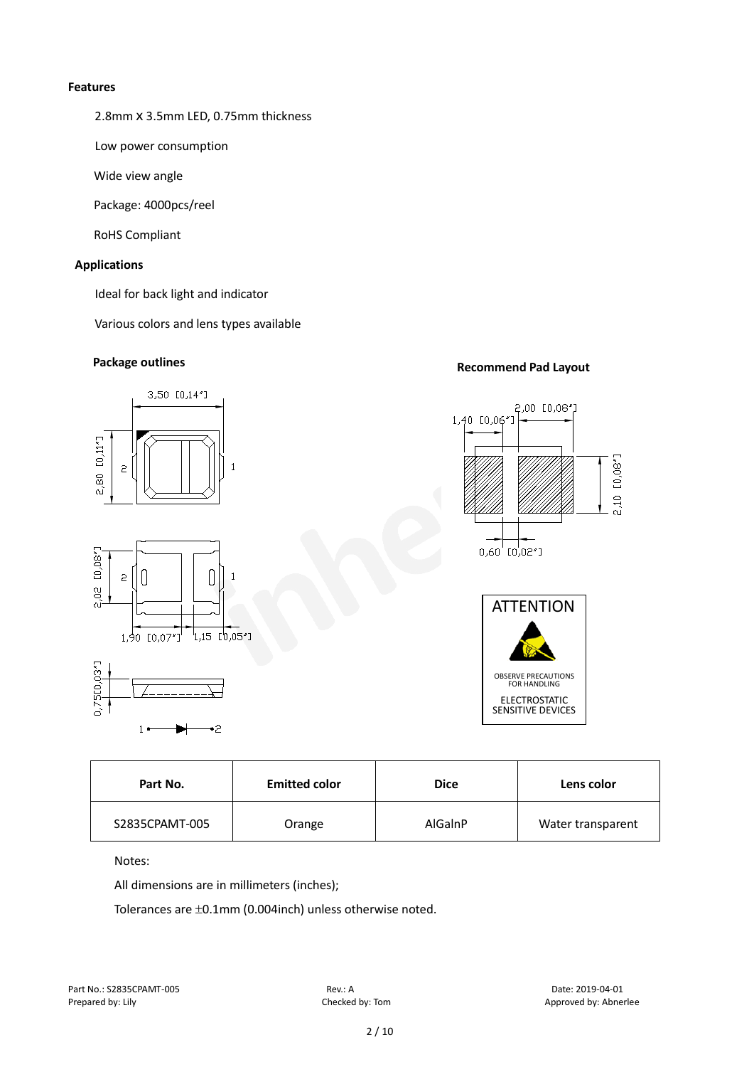## Features

2.8mm X 3.5mm LED, 0.75mm thickness

Low power consumption

Wide view angle

Package: 4000pcs/reel

RoHS Compliant

## Applications

Ideal for back light and indicator

Various colors and lens types available

## Package outlines

## Recommend Pad Layout

ATTENTION

OBSERVE PRECAUTIONS FOR HANDLING

ELECTROSTATIC SENSITIVE DEVICES

| Part No. | Emitted color | Dice | Lens color |
| --- | --- | --- | --- |
| S2835CPAMT-005 | Orange | AlGaInP | Water transparent |

Notes:

All dimensions are in millimeters (inches);

Tolerances are ±0.1mm (0.004inch) unless otherwise noted.

Part No.: S2835CPAMT-005 Rev.: A Date: 2019-04-01

Prepared by: Lily Checked by: Tom Approved by: Abnerlee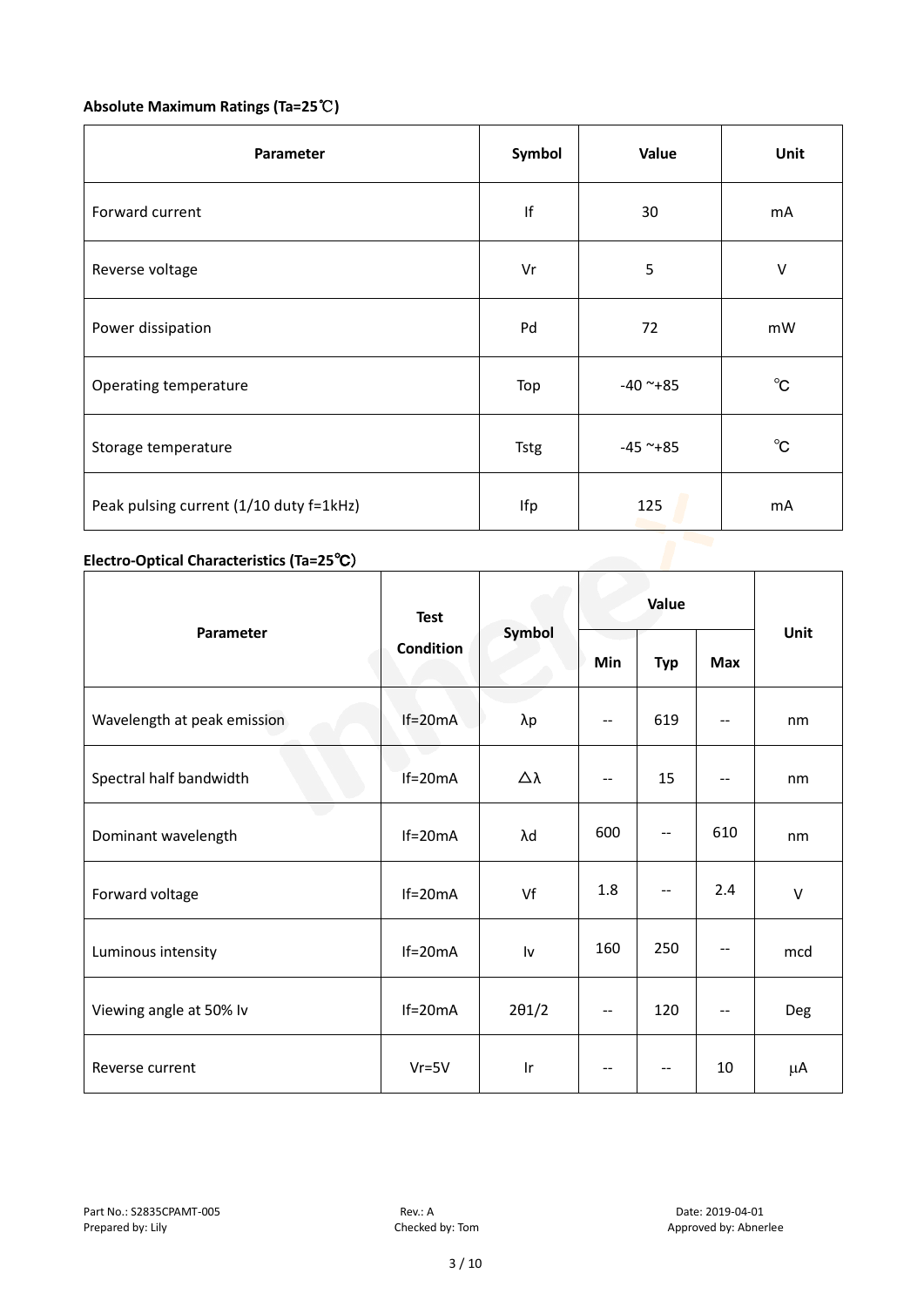**Absolute Maximum Ratings (Ta=25℃)**

| Parameter | Symbol | Value | Unit |
|---|---|---|---|
| Forward current | If | 30 | mA |
| Reverse voltage | Vr | 5 | V |
| Power dissipation | Pd | 72 | mW |
| Operating temperature | Top | -40 ~+85 | ℃ |
| Storage temperature | Tstg | -45 ~+85 | ℃ |
| Peak pulsing current (1/10 duty f=1kHz) | Ifp | 125 | mA |

**Electro-Optical Characteristics (Ta=25℃)**

| Parameter | Test Condition | Symbol | Value | | | Unit |
|---|---|---|---|---|---|---|
| | | | Min | Typ | Max | |
| Wavelength at peak emission | If=20mA | λp | -- | 619 | -- | nm |
| Spectral half bandwidth | If=20mA | △λ | -- | 15 | -- | nm |
| Dominant wavelength | If=20mA | λd | 600 | -- | 610 | nm |
| Forward voltage | If=20mA | Vf | 1.8 | -- | 2.4 | V |
| Luminous intensity | If=20mA | Iv | 160 | 250 | -- | mcd |
| Viewing angle at 50% Iv | If=20mA | 2θ1/2 | -- | 120 | -- | Deg |
| Reverse current | Vr=5V | Ir | -- | -- | 10 | μA |

Part No.: S2835CPAMT-005 Rev.: A Date: 2019-04-01
Prepared by: Lily Checked by: Tom Approved by: Abnerlee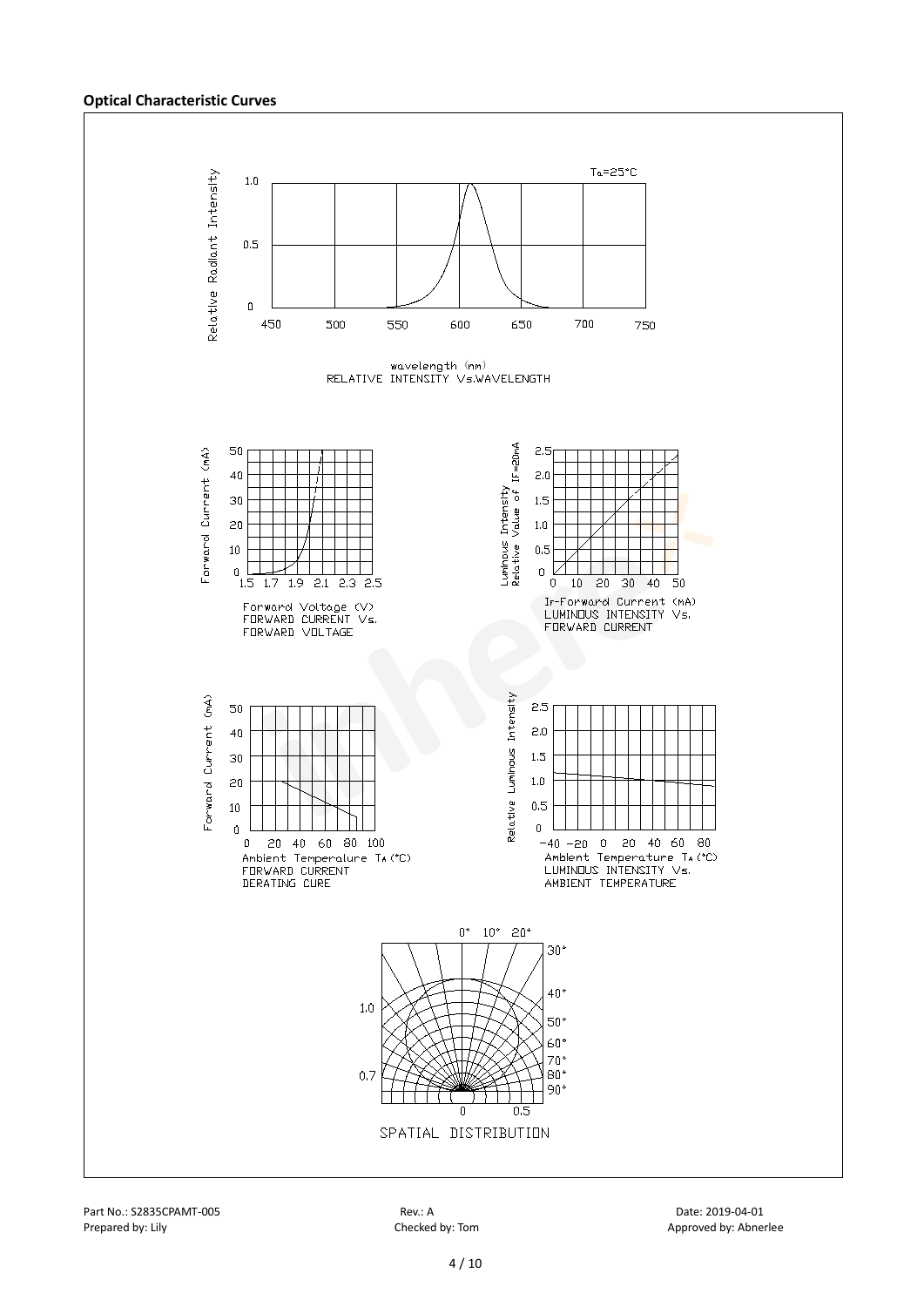**Optical Characteristic Curves**

Ta=25°C

Relative Radiant Intensity

1.0

0.5

0

450 500 550 600 650 700 750

wavelength (nm)
RELATIVE INTENSITY Vs.WAVELENGTH

Forward Current (mA)

50 40 30 20 10 0

1.5 1.7 1.9 2.1 2.3 2.5

Forward Voltage (V)
FORWARD CURRENT Vs.
FORWARD VOLTAGE

Luminous Intensity
Relative Value of IF=20mA

2.5 2.0 1.5 1.0 0.5 0

0 10 20 30 40 50

IF-Forward Current (mA)
LUMINOUS INTENSITY Vs.
FORWARD CURRENT

Forward Current (mA)

50 40 30 20 10 0

0 20 40 60 80 100

Ambient Temperature TA (°C)
FORWARD CURRENT
DERATING CURE

Relative Luminous Intensity

2.5 2.0 1.5 1.0 0.5 0

-40 -20 0 20 40 60 80

Ambient Temperature TA (°C)
LUMINOUS INTENSITY Vs.
AMBIENT TEMPERATURE

0° 10° 20° 30° 40° 50° 60° 70° 80° 90°

1.0

0.7

0 0.5

SPATIAL DISTRIBUTION

Part No.: S2835CPAMT-005 | Rev.: A | Date: 2019-04-01
Prepared by: Lily | Checked by: Tom | Approved by: Abnerlee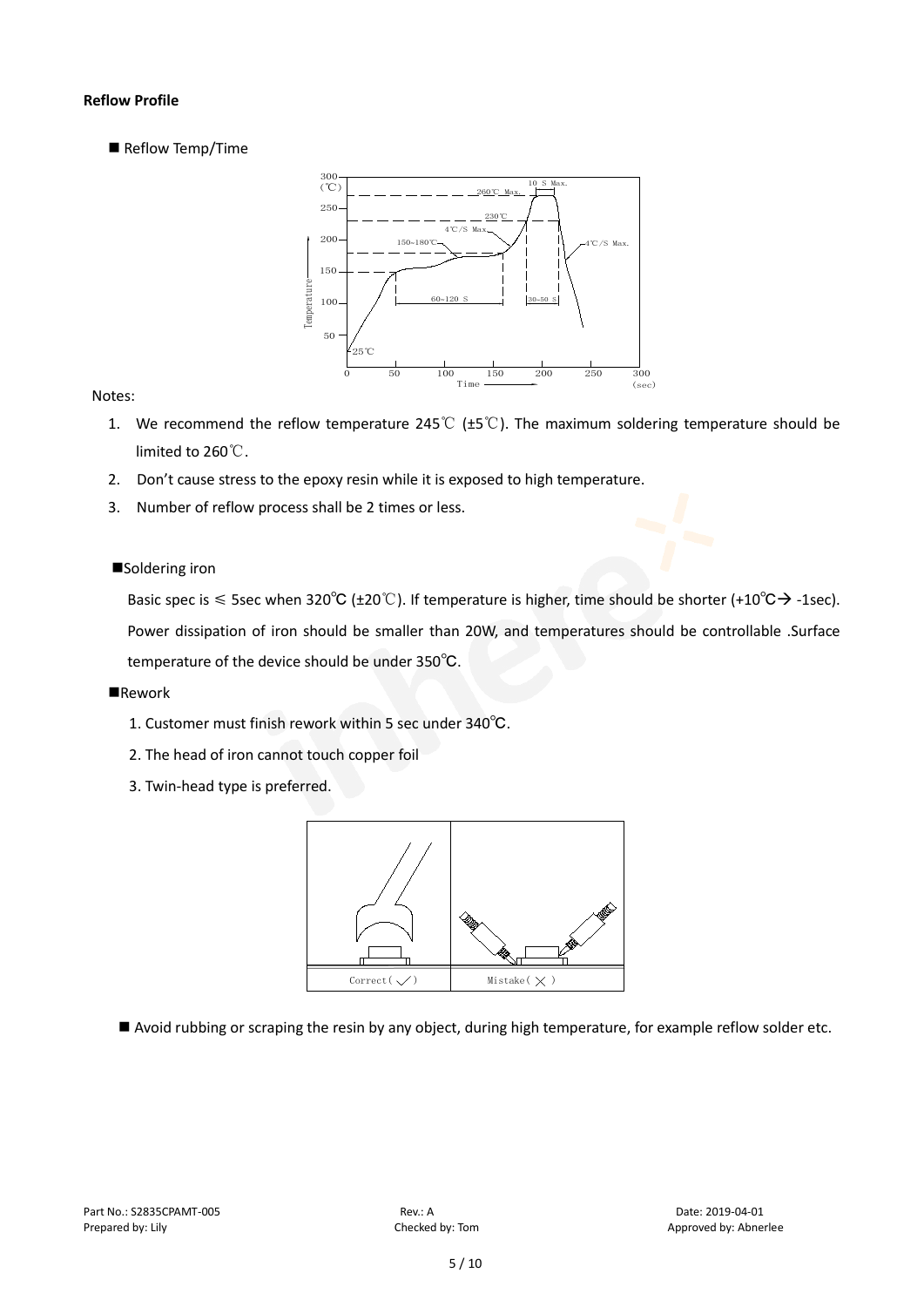**Reflow Profile**

■ Reflow Temp/Time

Notes:

1. We recommend the reflow temperature 245℃ (±5℃). The maximum soldering temperature should be limited to 260℃.
2. Don't cause stress to the epoxy resin while it is exposed to high temperature.
3. Number of reflow process shall be 2 times or less.

■Soldering iron

Basic spec is ≤ 5sec when 320℃ (±20℃). If temperature is higher, time should be shorter (+10℃→ -1sec). Power dissipation of iron should be smaller than 20W, and temperatures should be controllable .Surface temperature of the device should be under 350℃.

■Rework

1. Customer must finish rework within 5 sec under 340℃.
2. The head of iron cannot touch copper foil
3. Twin-head type is preferred.

■ Avoid rubbing or scraping the resin by any object, during high temperature, for example reflow solder etc.

Part No.: S2835CPAMT-005　　Rev.: A　　Date: 2019-04-01

Prepared by: Lily　　Checked by: Tom　　Approved by: Abnerlee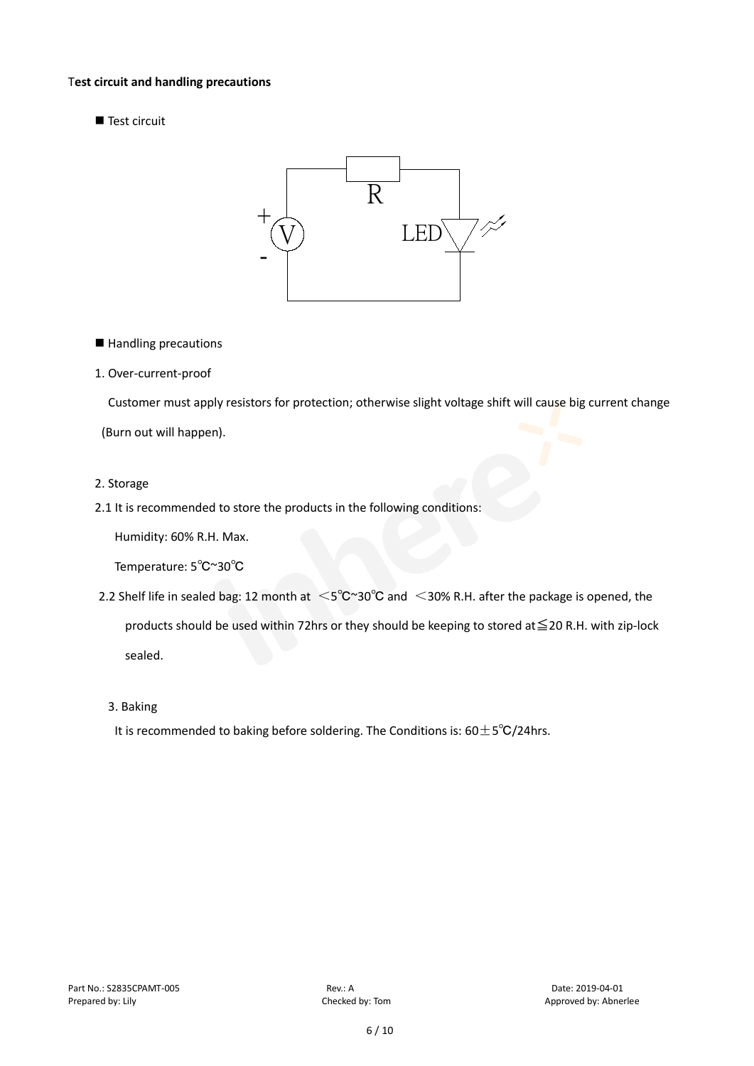**Test circuit and handling precautions**

■ Test circuit

■ Handling precautions

1. Over-current-proof

   Customer must apply resistors for protection; otherwise slight voltage shift will cause big current change (Burn out will happen).

2. Storage

2.1 It is recommended to store the products in the following conditions:

   Humidity: 60% R.H. Max.

   Temperature: 5℃~30℃

2.2 Shelf life in sealed bag: 12 month at ＜5℃~30℃ and ＜30% R.H. after the package is opened, the products should be used within 72hrs or they should be keeping to stored at≦20 R.H. with zip-lock sealed.

3. Baking

   It is recommended to baking before soldering. The Conditions is: 60±5℃/24hrs.

Part No.: S2835CPAMT-005 Rev.: A Date: 2019-04-01
Prepared by: Lily Checked by: Tom Approved by: Abnerlee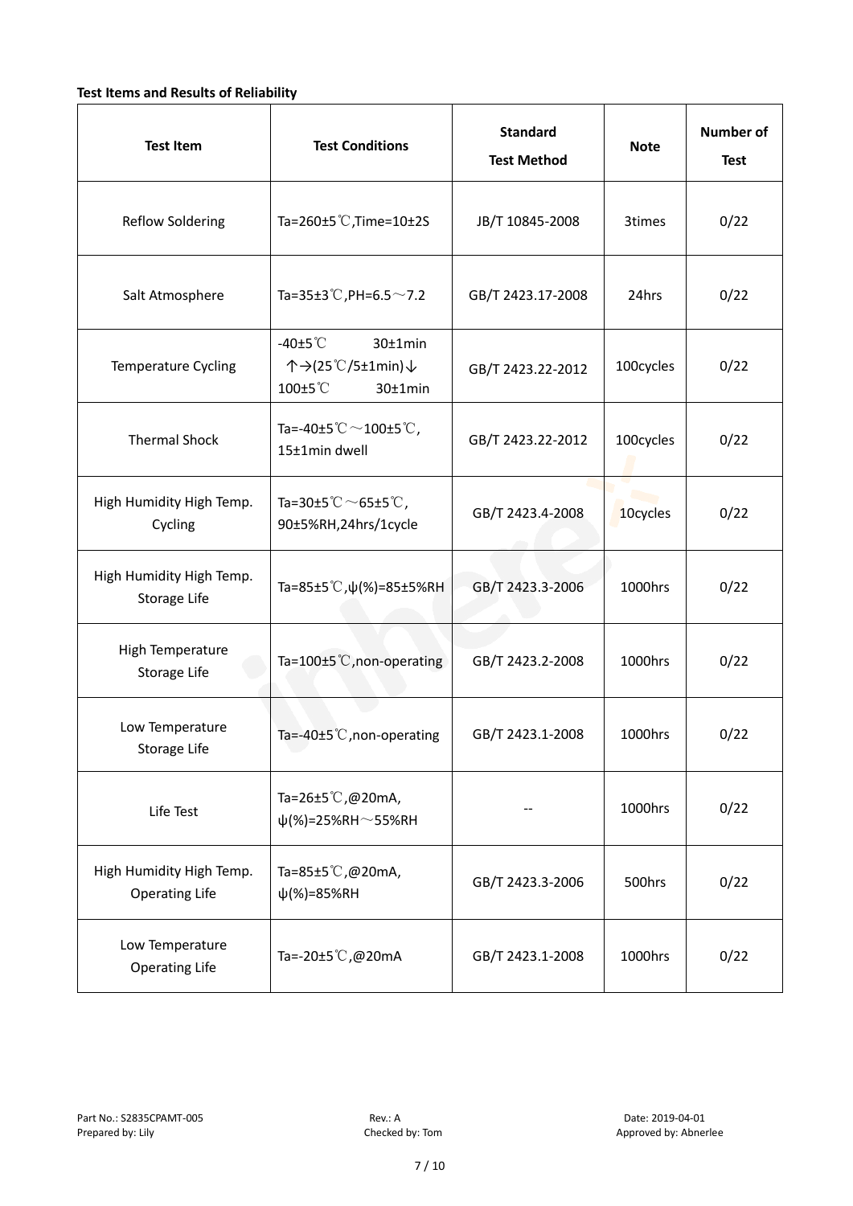**Test Items and Results of Reliability**

| Test Item | Test Conditions | Standard Test Method | Note | Number of Test |
|---|---|---|---|---|
| Reflow Soldering | Ta=260±5℃,Time=10±2S | JB/T 10845-2008 | 3times | 0/22 |
| Salt Atmosphere | Ta=35±3℃,PH=6.5～7.2 | GB/T 2423.17-2008 | 24hrs | 0/22 |
| Temperature Cycling | -40±5℃ 30±1min ↑→(25℃/5±1min)↓ 100±5℃ 30±1min | GB/T 2423.22-2012 | 100cycles | 0/22 |
| Thermal Shock | Ta=-40±5℃～100±5℃, 15±1min dwell | GB/T 2423.22-2012 | 100cycles | 0/22 |
| High Humidity High Temp. Cycling | Ta=30±5℃～65±5℃, 90±5%RH,24hrs/1cycle | GB/T 2423.4-2008 | 10cycles | 0/22 |
| High Humidity High Temp. Storage Life | Ta=85±5℃,ψ(%)=85±5%RH | GB/T 2423.3-2006 | 1000hrs | 0/22 |
| High Temperature Storage Life | Ta=100±5℃,non-operating | GB/T 2423.2-2008 | 1000hrs | 0/22 |
| Low Temperature Storage Life | Ta=-40±5℃,non-operating | GB/T 2423.1-2008 | 1000hrs | 0/22 |
| Life Test | Ta=26±5℃,@20mA, ψ(%)=25%RH～55%RH | -- | 1000hrs | 0/22 |
| High Humidity High Temp. Operating Life | Ta=85±5℃,@20mA, ψ(%)=85%RH | GB/T 2423.3-2006 | 500hrs | 0/22 |
| Low Temperature Operating Life | Ta=-20±5℃,@20mA | GB/T 2423.1-2008 | 1000hrs | 0/22 |

Part No.: S2835CPAMT-005　　Rev.: A　　Date: 2019-04-01

Prepared by: Lily　　Checked by: Tom　　Approved by: Abnerlee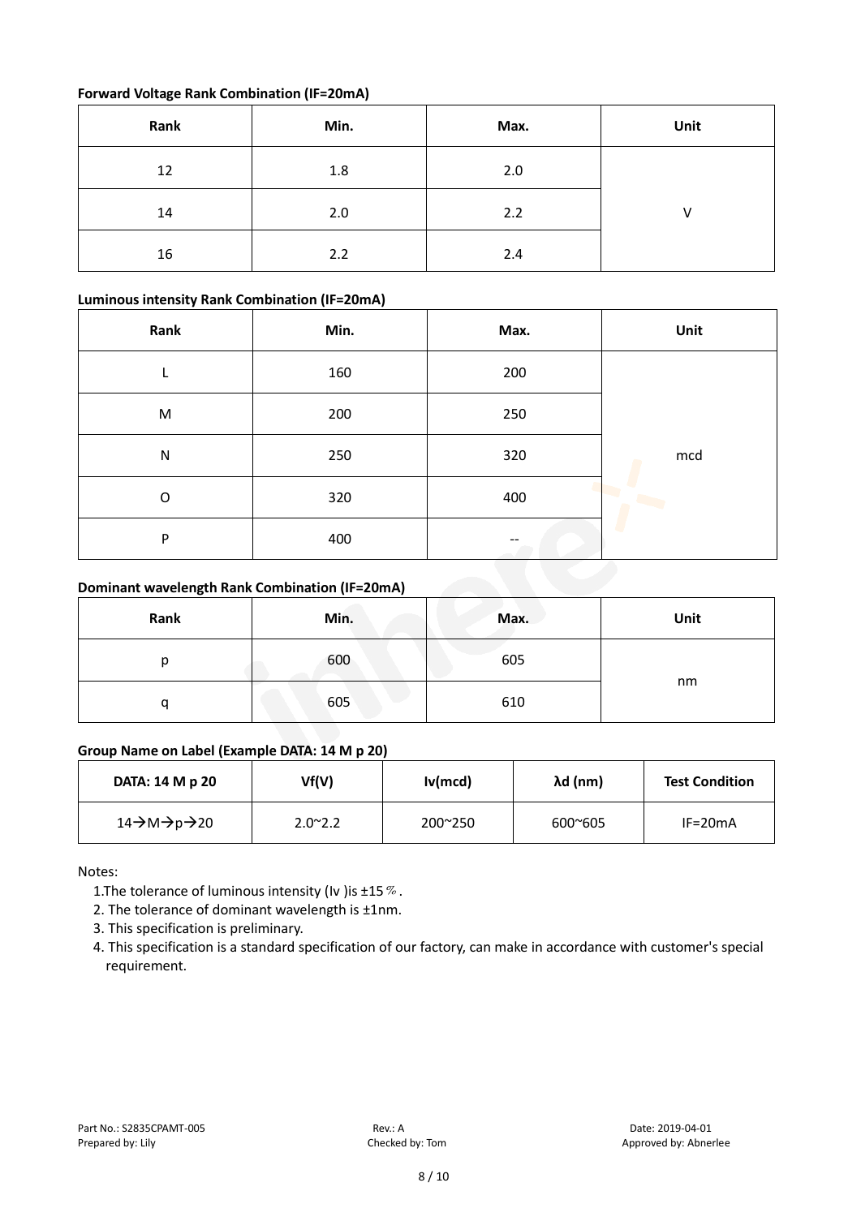**Forward Voltage Rank Combination (IF=20mA)**

| Rank | Min. | Max. | Unit |
|---|---|---|---|
| 12 | 1.8 | 2.0 | V |
| 14 | 2.0 | 2.2 | |
| 16 | 2.2 | 2.4 | |

**Luminous intensity Rank Combination (IF=20mA)**

| Rank | Min. | Max. | Unit |
|---|---|---|---|
| L | 160 | 200 | mcd |
| M | 200 | 250 | |
| N | 250 | 320 | |
| O | 320 | 400 | |
| P | 400 | -- | |

**Dominant wavelength Rank Combination (IF=20mA)**

| Rank | Min. | Max. | Unit |
|---|---|---|---|
| p | 600 | 605 | nm |
| q | 605 | 610 | |

**Group Name on Label (Example DATA: 14 M p 20)**

| DATA: 14 M p 20 | Vf(V) | Iv(mcd) | λd (nm) | Test Condition |
|---|---|---|---|---|
| 14→M→p→20 | 2.0~2.2 | 200~250 | 600~605 | IF=20mA |

Notes:

1. The tolerance of luminous intensity (Iv ) is ±15％.
2. The tolerance of dominant wavelength is ±1nm.
3. This specification is preliminary.
4. This specification is a standard specification of our factory, can make in accordance with customer's special requirement.

Part No.: S2835CPAMT-005  Rev.: A  Date: 2019-04-01
Prepared by: Lily  Checked by: Tom  Approved by: Abnerlee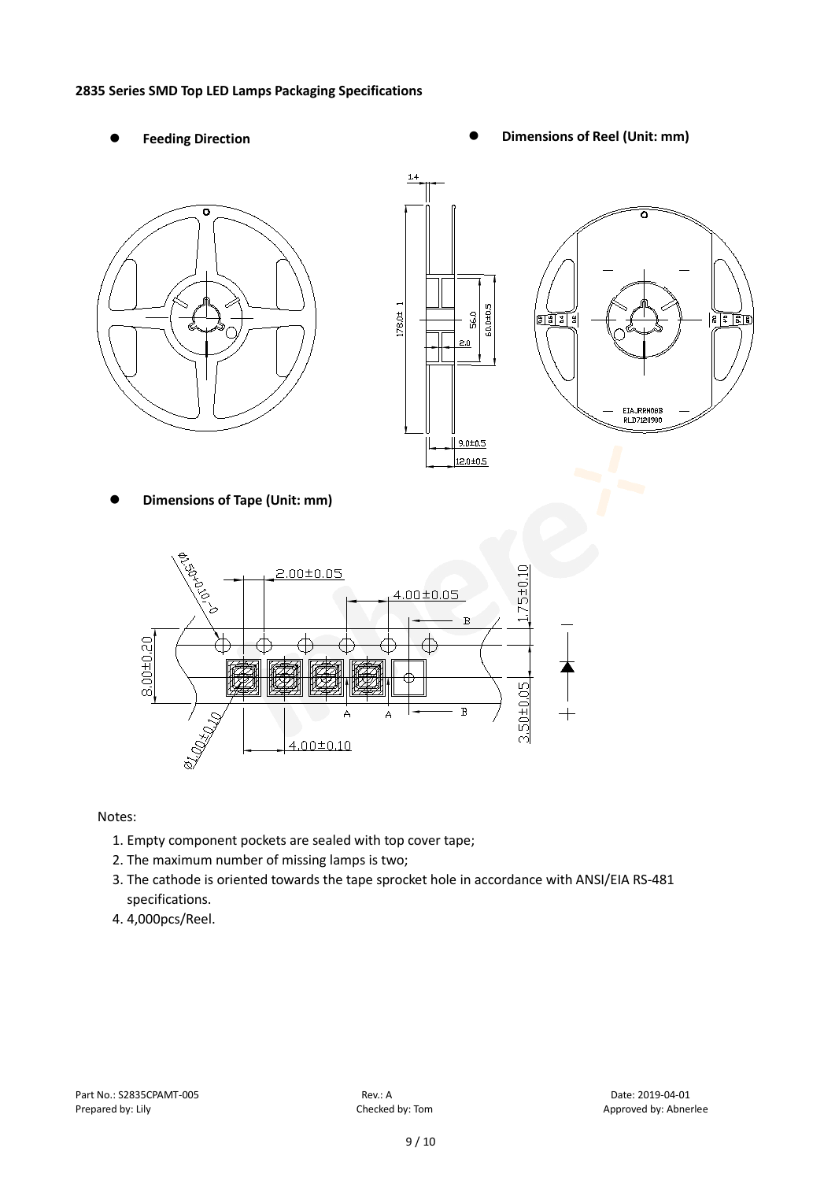**2835 Series SMD Top LED Lamps Packaging Specifications**

- **Feeding Direction**
- **Dimensions of Reel (Unit: mm)**
- **Dimensions of Tape (Unit: mm)**

Notes:

1. Empty component pockets are sealed with top cover tape;
2. The maximum number of missing lamps is two;
3. The cathode is oriented towards the tape sprocket hole in accordance with ANSI/EIA RS-481 specifications.
4. 4,000pcs/Reel.

Part No.: S2835CPAMT-005 Rev.: A Date: 2019-04-01
Prepared by: Lily Checked by: Tom Approved by: Abnerlee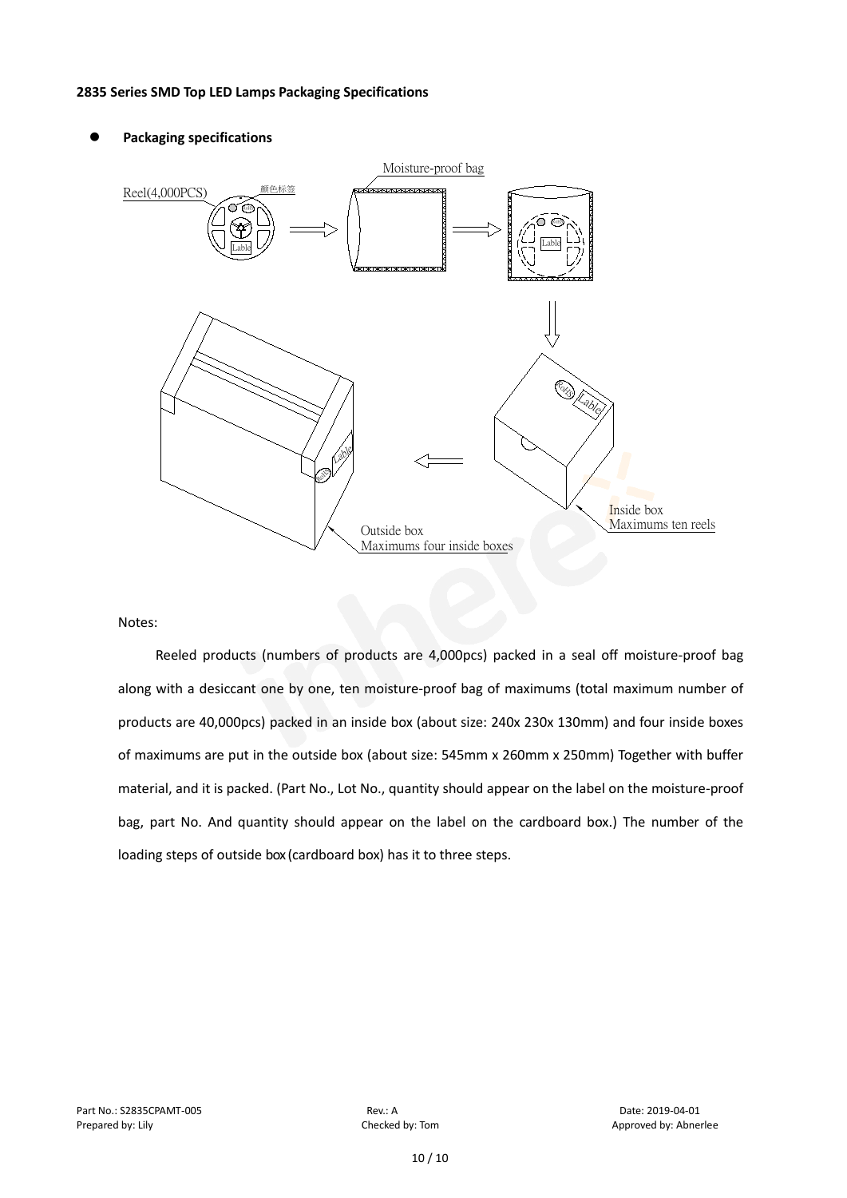**2835 Series SMD Top LED Lamps Packaging Specifications**

- **Packaging specifications**

Reel(4,000PCS)

顏色标签

Lable

Moisture-proof bag

Lable

RoHS

Lable

Inside box
Maximums ten reels

Outside box
Maximums four inside boxes

Notes:

Reeled products (numbers of products are 4,000pcs) packed in a seal off moisture-proof bag along with a desiccant one by one, ten moisture-proof bag of maximums (total maximum number of products are 40,000pcs) packed in an inside box (about size: 240x 230x 130mm) and four inside boxes of maximums are put in the outside box (about size: 545mm x 260mm x 250mm) Together with buffer material, and it is packed. (Part No., Lot No., quantity should appear on the label on the moisture-proof bag, part No. And quantity should appear on the label on the cardboard box.) The number of the loading steps of outside box (cardboard box) has it to three steps.

Part No.: S2835CPAMT-005 Rev.: A Date: 2019-04-01
Prepared by: Lily Checked by: Tom Approved by: Abnerlee